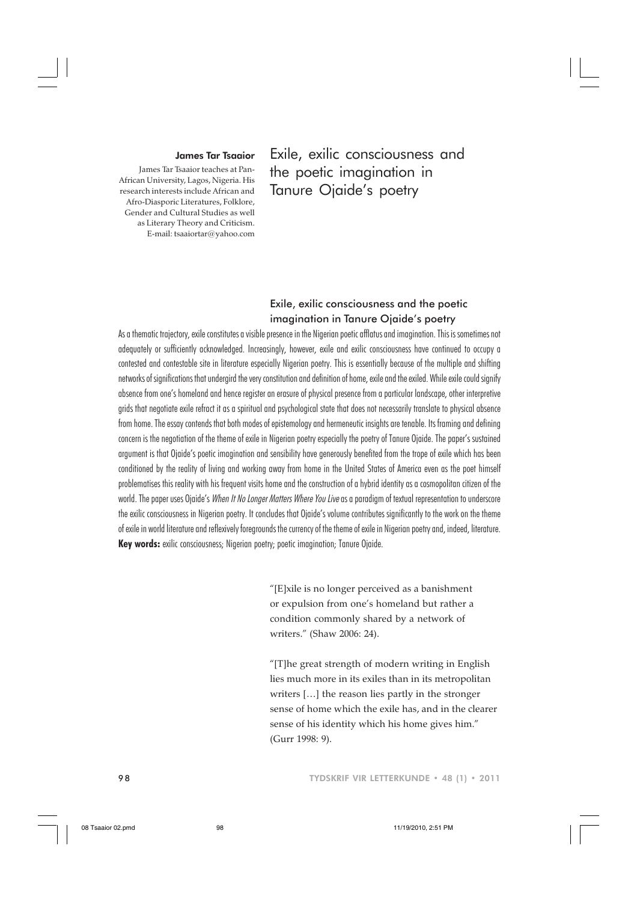**James Tar Tsaaior**

James Tar Tsaaior teaches at Pan-African University, Lagos, Nigeria. His research interests include African and Afro-Diasporic Literatures, Folklore, Gender and Cultural Studies as well as Literary Theory and Criticism.
E-mail: tsaaiortar@yahoo.com

# Exile, exilic consciousness and the poetic imagination in Tanure Ojaide's poetry

## Exile, exilic consciousness and the poetic imagination in Tanure Ojaide's poetry

As a thematic trajectory, exile constitutes a visible presence in the Nigerian poetic afflatus and imagination. This is sometimes not adequately or sufficiently acknowledged. Increasingly, however, exile and exilic consciousness have continued to occupy a contested and contestable site in literature especially Nigerian poetry. This is essentially because of the multiple and shifting networks of significations that undergird the very constitution and definition of home, exile and the exiled. While exile could signify absence from one's homeland and hence register an erasure of physical presence from a particular landscape, other interpretive grids that negotiate exile refract it as a spiritual and psychological state that does not necessarily translate to physical absence from home. The essay contends that both modes of epistemology and hermeneutic insights are tenable. Its framing and defining concern is the negotiation of the theme of exile in Nigerian poetry especially the poetry of Tanure Ojaide. The paper's sustained argument is that Ojaide's poetic imagination and sensibility have generously benefited from the trope of exile which has been conditioned by the reality of living and working away from home in the United States of America even as the poet himself problematises this reality with his frequent visits home and the construction of a hybrid identity as a cosmopolitan citizen of the world. The paper uses Ojaide's *When It No Longer Matters Where You Live* as a paradigm of textual representation to underscore the exilic consciousness in Nigerian poetry. It concludes that Ojaide's volume contributes significantly to the work on the theme of exile in world literature and reflexively foregrounds the currency of the theme of exile in Nigerian poetry and, indeed, literature.

**Key words:** exilic consciousness; Nigerian poetry; poetic imagination; Tanure Ojaide.

> "[E]xile is no longer perceived as a banishment or expulsion from one's homeland but rather a condition commonly shared by a network of writers." (Shaw 2006: 24).

> "[T]he great strength of modern writing in English lies much more in its exiles than in its metropolitan writers […] the reason lies partly in the stronger sense of home which the exile has, and in the clearer sense of his identity which his home gives him." (Gurr 1998: 9).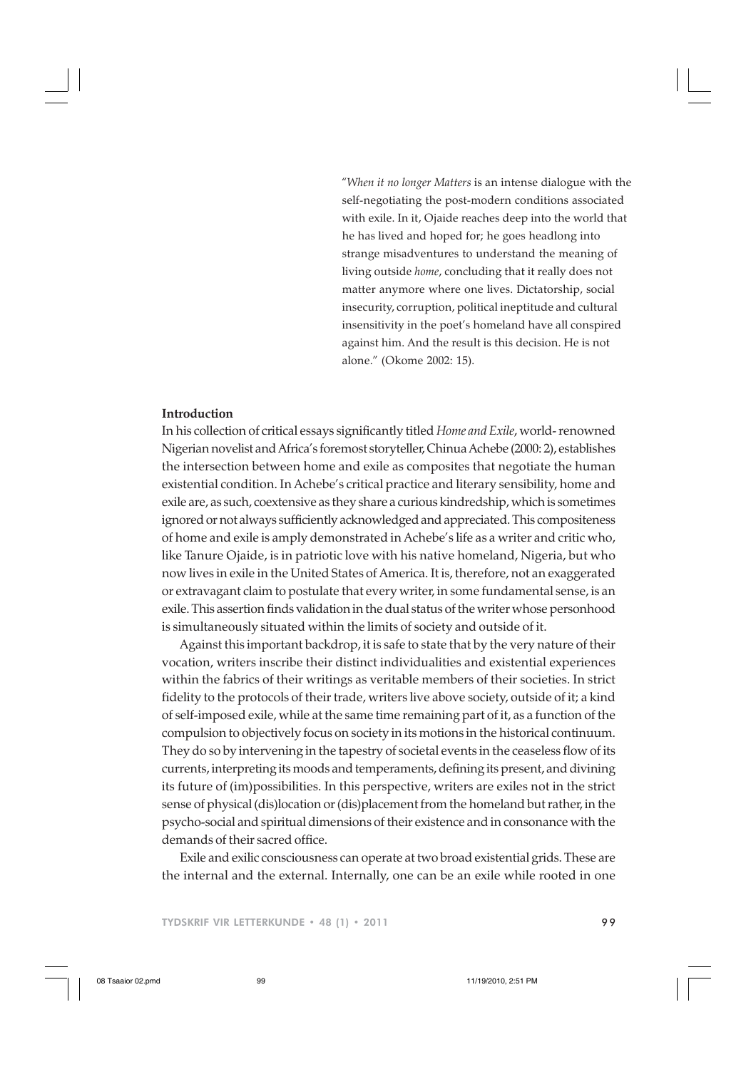"*When it no longer Matters* is an intense dialogue with the self-negotiating the post-modern conditions associated with exile. In it, Ojaide reaches deep into the world that he has lived and hoped for; he goes headlong into strange misadventures to understand the meaning of living outside *home*, concluding that it really does not matter anymore where one lives. Dictatorship, social insecurity, corruption, political ineptitude and cultural insensitivity in the poet's homeland have all conspired against him. And the result is this decision. He is not alone." (Okome 2002: 15).

## Introduction

In his collection of critical essays significantly titled *Home and Exile*, world- renowned Nigerian novelist and Africa's foremost storyteller, Chinua Achebe (2000: 2), establishes the intersection between home and exile as composites that negotiate the human existential condition. In Achebe's critical practice and literary sensibility, home and exile are, as such, coextensive as they share a curious kindredship, which is sometimes ignored or not always sufficiently acknowledged and appreciated. This compositeness of home and exile is amply demonstrated in Achebe's life as a writer and critic who, like Tanure Ojaide, is in patriotic love with his native homeland, Nigeria, but who now lives in exile in the United States of America. It is, therefore, not an exaggerated or extravagant claim to postulate that every writer, in some fundamental sense, is an exile. This assertion finds validation in the dual status of the writer whose personhood is simultaneously situated within the limits of society and outside of it.

Against this important backdrop, it is safe to state that by the very nature of their vocation, writers inscribe their distinct individualities and existential experiences within the fabrics of their writings as veritable members of their societies. In strict fidelity to the protocols of their trade, writers live above society, outside of it; a kind of self-imposed exile, while at the same time remaining part of it, as a function of the compulsion to objectively focus on society in its motions in the historical continuum. They do so by intervening in the tapestry of societal events in the ceaseless flow of its currents, interpreting its moods and temperaments, defining its present, and divining its future of (im)possibilities. In this perspective, writers are exiles not in the strict sense of physical (dis)location or (dis)placement from the homeland but rather, in the psycho-social and spiritual dimensions of their existence and in consonance with the demands of their sacred office.

Exile and exilic consciousness can operate at two broad existential grids. These are the internal and the external. Internally, one can be an exile while rooted in one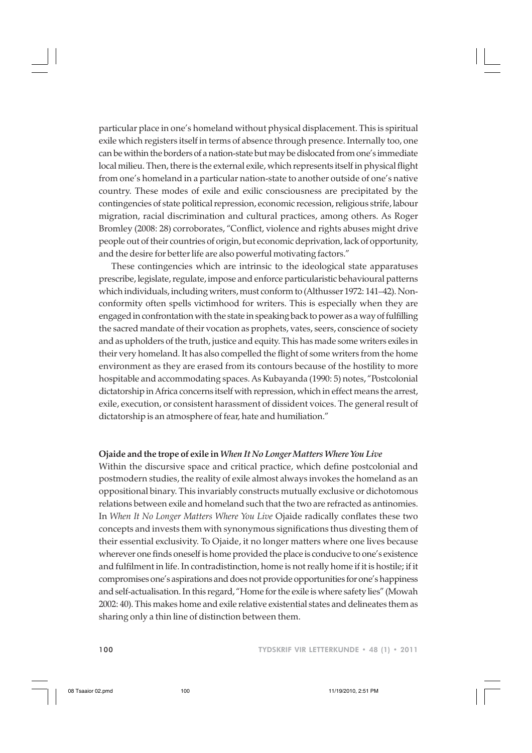particular place in one's homeland without physical displacement. This is spiritual exile which registers itself in terms of absence through presence. Internally too, one can be within the borders of a nation-state but may be dislocated from one's immediate local milieu. Then, there is the external exile, which represents itself in physical flight from one's homeland in a particular nation-state to another outside of one's native country. These modes of exile and exilic consciousness are precipitated by the contingencies of state political repression, economic recession, religious strife, labour migration, racial discrimination and cultural practices, among others. As Roger Bromley (2008: 28) corroborates, "Conflict, violence and rights abuses might drive people out of their countries of origin, but economic deprivation, lack of opportunity, and the desire for better life are also powerful motivating factors."

These contingencies which are intrinsic to the ideological state apparatuses prescribe, legislate, regulate, impose and enforce particularistic behavioural patterns which individuals, including writers, must conform to (Althusser 1972: 141–42). Non-conformity often spells victimhood for writers. This is especially when they are engaged in confrontation with the state in speaking back to power as a way of fulfilling the sacred mandate of their vocation as prophets, vates, seers, conscience of society and as upholders of the truth, justice and equity. This has made some writers exiles in their very homeland. It has also compelled the flight of some writers from the home environment as they are erased from its contours because of the hostility to more hospitable and accommodating spaces. As Kubayanda (1990: 5) notes, "Postcolonial dictatorship in Africa concerns itself with repression, which in effect means the arrest, exile, execution, or consistent harassment of dissident voices. The general result of dictatorship is an atmosphere of fear, hate and humiliation."

## Ojaide and the trope of exile in *When It No Longer Matters Where You Live*

Within the discursive space and critical practice, which define postcolonial and postmodern studies, the reality of exile almost always invokes the homeland as an oppositional binary. This invariably constructs mutually exclusive or dichotomous relations between exile and homeland such that the two are refracted as antinomies. In *When It No Longer Matters Where You Live* Ojaide radically conflates these two concepts and invests them with synonymous significations thus divesting them of their essential exclusivity. To Ojaide, it no longer matters where one lives because wherever one finds oneself is home provided the place is conducive to one's existence and fulfilment in life. In contradistinction, home is not really home if it is hostile; if it compromises one's aspirations and does not provide opportunities for one's happiness and self-actualisation. In this regard, "Home for the exile is where safety lies" (Mowah 2002: 40). This makes home and exile relative existential states and delineates them as sharing only a thin line of distinction between them.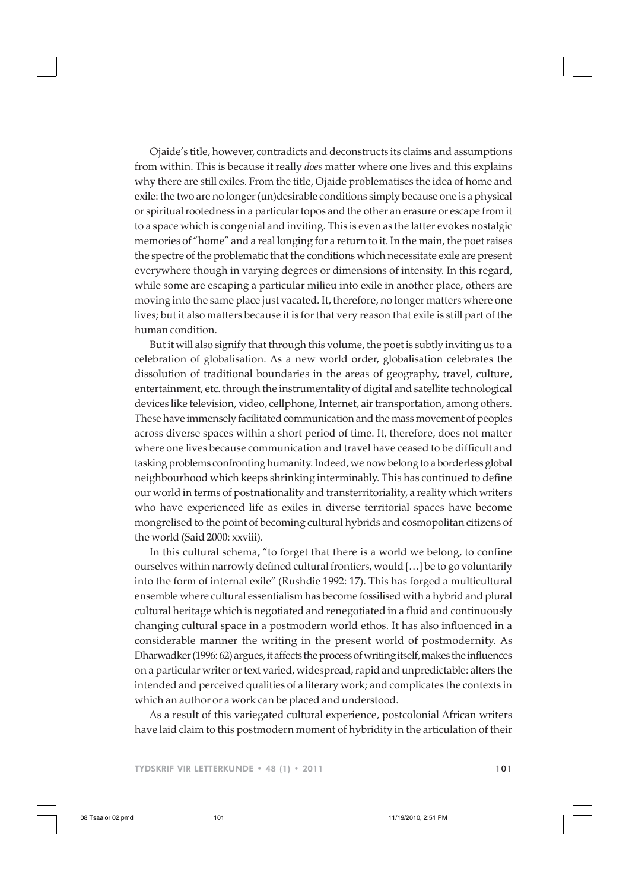Ojaide's title, however, contradicts and deconstructs its claims and assumptions from within. This is because it really *does* matter where one lives and this explains why there are still exiles. From the title, Ojaide problematises the idea of home and exile: the two are no longer (un)desirable conditions simply because one is a physical or spiritual rootedness in a particular topos and the other an erasure or escape from it to a space which is congenial and inviting. This is even as the latter evokes nostalgic memories of "home" and a real longing for a return to it. In the main, the poet raises the spectre of the problematic that the conditions which necessitate exile are present everywhere though in varying degrees or dimensions of intensity. In this regard, while some are escaping a particular milieu into exile in another place, others are moving into the same place just vacated. It, therefore, no longer matters where one lives; but it also matters because it is for that very reason that exile is still part of the human condition.

But it will also signify that through this volume, the poet is subtly inviting us to a celebration of globalisation. As a new world order, globalisation celebrates the dissolution of traditional boundaries in the areas of geography, travel, culture, entertainment, etc. through the instrumentality of digital and satellite technological devices like television, video, cellphone, Internet, air transportation, among others. These have immensely facilitated communication and the mass movement of peoples across diverse spaces within a short period of time. It, therefore, does not matter where one lives because communication and travel have ceased to be difficult and tasking problems confronting humanity. Indeed, we now belong to a borderless global neighbourhood which keeps shrinking interminably. This has continued to define our world in terms of postnationality and transterritoriality, a reality which writers who have experienced life as exiles in diverse territorial spaces have become mongrelised to the point of becoming cultural hybrids and cosmopolitan citizens of the world (Said 2000: xxviii).

In this cultural schema, "to forget that there is a world we belong, to confine ourselves within narrowly defined cultural frontiers, would […] be to go voluntarily into the form of internal exile" (Rushdie 1992: 17). This has forged a multicultural ensemble where cultural essentialism has become fossilised with a hybrid and plural cultural heritage which is negotiated and renegotiated in a fluid and continuously changing cultural space in a postmodern world ethos. It has also influenced in a considerable manner the writing in the present world of postmodernity. As Dharwadker (1996: 62) argues, it affects the process of writing itself, makes the influences on a particular writer or text varied, widespread, rapid and unpredictable: alters the intended and perceived qualities of a literary work; and complicates the contexts in which an author or a work can be placed and understood.

As a result of this variegated cultural experience, postcolonial African writers have laid claim to this postmodern moment of hybridity in the articulation of their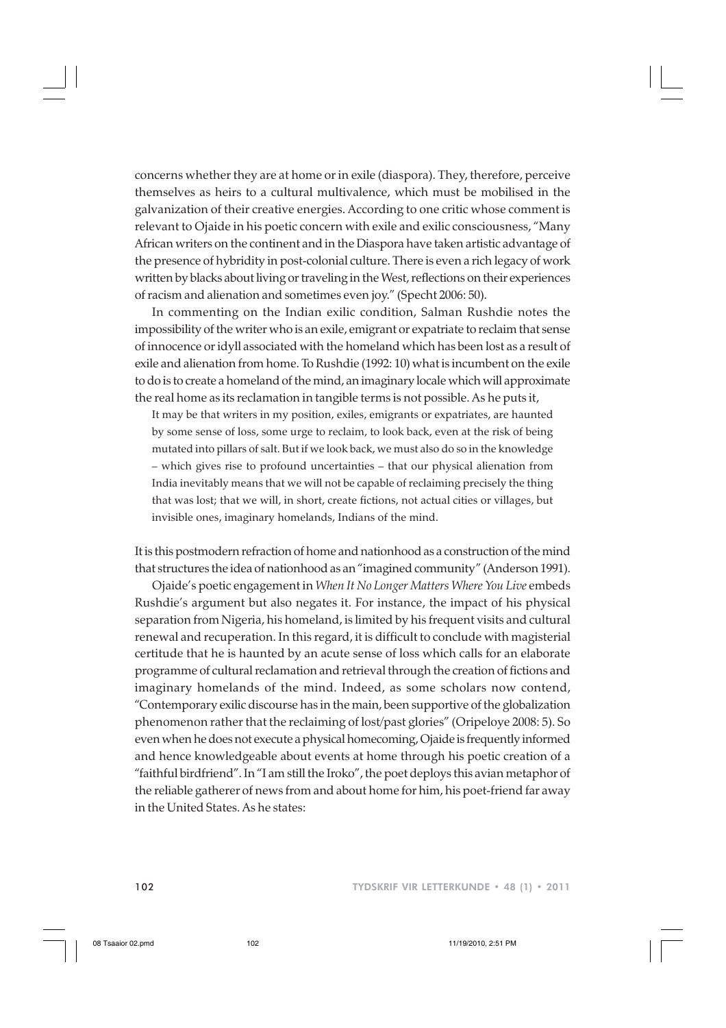concerns whether they are at home or in exile (diaspora). They, therefore, perceive themselves as heirs to a cultural multivalence, which must be mobilised in the galvanization of their creative energies. According to one critic whose comment is relevant to Ojaide in his poetic concern with exile and exilic consciousness, "Many African writers on the continent and in the Diaspora have taken artistic advantage of the presence of hybridity in post-colonial culture. There is even a rich legacy of work written by blacks about living or traveling in the West, reflections on their experiences of racism and alienation and sometimes even joy." (Specht 2006: 50).

In commenting on the Indian exilic condition, Salman Rushdie notes the impossibility of the writer who is an exile, emigrant or expatriate to reclaim that sense of innocence or idyll associated with the homeland which has been lost as a result of exile and alienation from home. To Rushdie (1992: 10) what is incumbent on the exile to do is to create a homeland of the mind, an imaginary locale which will approximate the real home as its reclamation in tangible terms is not possible. As he puts it,

> It may be that writers in my position, exiles, emigrants or expatriates, are haunted by some sense of loss, some urge to reclaim, to look back, even at the risk of being mutated into pillars of salt. But if we look back, we must also do so in the knowledge – which gives rise to profound uncertainties – that our physical alienation from India inevitably means that we will not be capable of reclaiming precisely the thing that was lost; that we will, in short, create fictions, not actual cities or villages, but invisible ones, imaginary homelands, Indians of the mind.

It is this postmodern refraction of home and nationhood as a construction of the mind that structures the idea of nationhood as an "imagined community" (Anderson 1991).

Ojaide's poetic engagement in *When It No Longer Matters Where You Live* embeds Rushdie's argument but also negates it. For instance, the impact of his physical separation from Nigeria, his homeland, is limited by his frequent visits and cultural renewal and recuperation. In this regard, it is difficult to conclude with magisterial certitude that he is haunted by an acute sense of loss which calls for an elaborate programme of cultural reclamation and retrieval through the creation of fictions and imaginary homelands of the mind. Indeed, as some scholars now contend, "Contemporary exilic discourse has in the main, been supportive of the globalization phenomenon rather that the reclaiming of lost/past glories" (Oripeloye 2008: 5). So even when he does not execute a physical homecoming, Ojaide is frequently informed and hence knowledgeable about events at home through his poetic creation of a "faithful birdfriend". In "I am still the Iroko", the poet deploys this avian metaphor of the reliable gatherer of news from and about home for him, his poet-friend far away in the United States. As he states: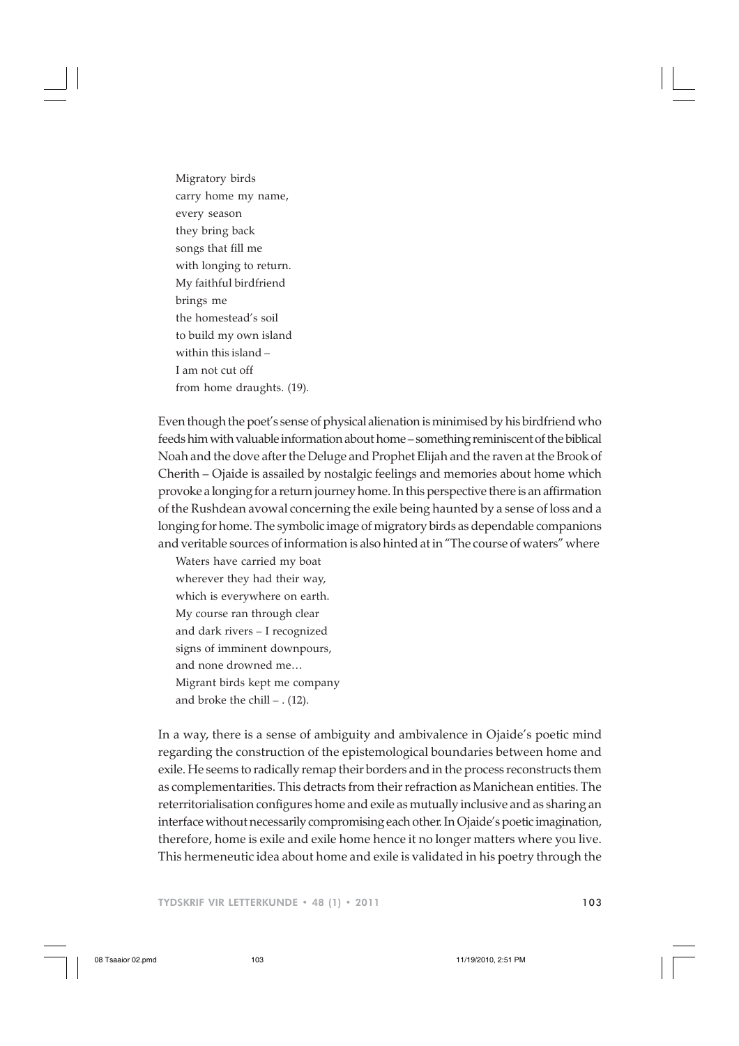> Migratory birds
> carry home my name,
> every season
> they bring back
> songs that fill me
> with longing to return.
> My faithful birdfriend
> brings me
> the homestead's soil
> to build my own island
> within this island –
> I am not cut off
> from home draughts. (19).

Even though the poet's sense of physical alienation is minimised by his birdfriend who feeds him with valuable information about home – something reminiscent of the biblical Noah and the dove after the Deluge and Prophet Elijah and the raven at the Brook of Cherith – Ojaide is assailed by nostalgic feelings and memories about home which provoke a longing for a return journey home. In this perspective there is an affirmation of the Rushdean avowal concerning the exile being haunted by a sense of loss and a longing for home. The symbolic image of migratory birds as dependable companions and veritable sources of information is also hinted at in "The course of waters" where

> Waters have carried my boat
> wherever they had their way,
> which is everywhere on earth.
> My course ran through clear
> and dark rivers – I recognized
> signs of imminent downpours,
> and none drowned me…
> Migrant birds kept me company
> and broke the chill – . (12).

In a way, there is a sense of ambiguity and ambivalence in Ojaide's poetic mind regarding the construction of the epistemological boundaries between home and exile. He seems to radically remap their borders and in the process reconstructs them as complementarities. This detracts from their refraction as Manichean entities. The reterritorialisation configures home and exile as mutually inclusive and as sharing an interface without necessarily compromising each other. In Ojaide's poetic imagination, therefore, home is exile and exile home hence it no longer matters where you live. This hermeneutic idea about home and exile is validated in his poetry through the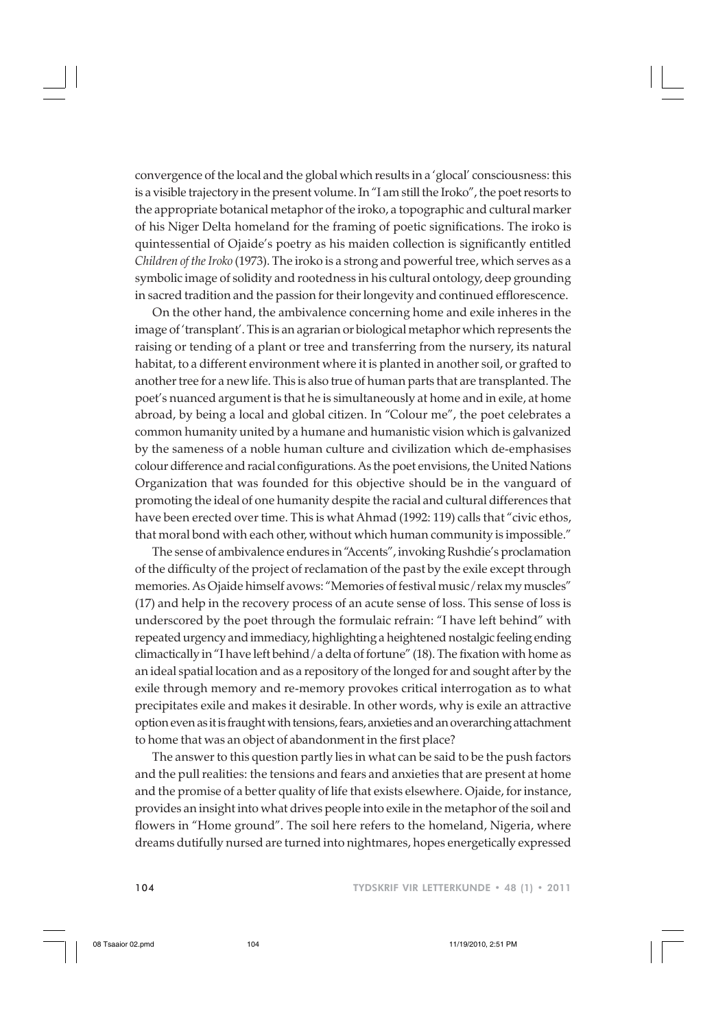convergence of the local and the global which results in a 'glocal' consciousness: this is a visible trajectory in the present volume. In "I am still the Iroko", the poet resorts to the appropriate botanical metaphor of the iroko, a topographic and cultural marker of his Niger Delta homeland for the framing of poetic significations. The iroko is quintessential of Ojaide's poetry as his maiden collection is significantly entitled *Children of the Iroko* (1973). The iroko is a strong and powerful tree, which serves as a symbolic image of solidity and rootedness in his cultural ontology, deep grounding in sacred tradition and the passion for their longevity and continued efflorescence.

On the other hand, the ambivalence concerning home and exile inheres in the image of 'transplant'. This is an agrarian or biological metaphor which represents the raising or tending of a plant or tree and transferring from the nursery, its natural habitat, to a different environment where it is planted in another soil, or grafted to another tree for a new life. This is also true of human parts that are transplanted. The poet's nuanced argument is that he is simultaneously at home and in exile, at home abroad, by being a local and global citizen. In "Colour me", the poet celebrates a common humanity united by a humane and humanistic vision which is galvanized by the sameness of a noble human culture and civilization which de-emphasises colour difference and racial configurations. As the poet envisions, the United Nations Organization that was founded for this objective should be in the vanguard of promoting the ideal of one humanity despite the racial and cultural differences that have been erected over time. This is what Ahmad (1992: 119) calls that "civic ethos, that moral bond with each other, without which human community is impossible."

The sense of ambivalence endures in "Accents", invoking Rushdie's proclamation of the difficulty of the project of reclamation of the past by the exile except through memories. As Ojaide himself avows: "Memories of festival music / relax my muscles" (17) and help in the recovery process of an acute sense of loss. This sense of loss is underscored by the poet through the formulaic refrain: "I have left behind" with repeated urgency and immediacy, highlighting a heightened nostalgic feeling ending climactically in "I have left behind / a delta of fortune" (18). The fixation with home as an ideal spatial location and as a repository of the longed for and sought after by the exile through memory and re-memory provokes critical interrogation as to what precipitates exile and makes it desirable. In other words, why is exile an attractive option even as it is fraught with tensions, fears, anxieties and an overarching attachment to home that was an object of abandonment in the first place?

The answer to this question partly lies in what can be said to be the push factors and the pull realities: the tensions and fears and anxieties that are present at home and the promise of a better quality of life that exists elsewhere. Ojaide, for instance, provides an insight into what drives people into exile in the metaphor of the soil and flowers in "Home ground". The soil here refers to the homeland, Nigeria, where dreams dutifully nursed are turned into nightmares, hopes energetically expressed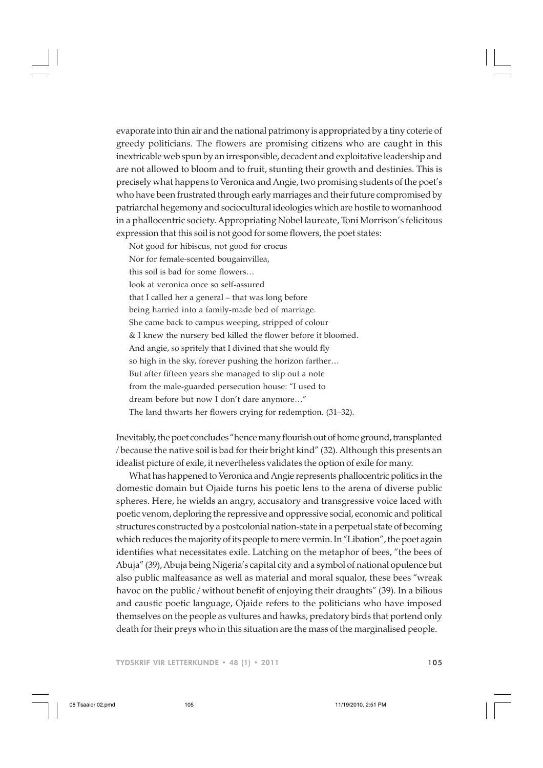evaporate into thin air and the national patrimony is appropriated by a tiny coterie of greedy politicians. The flowers are promising citizens who are caught in this inextricable web spun by an irresponsible, decadent and exploitative leadership and are not allowed to bloom and to fruit, stunting their growth and destinies. This is precisely what happens to Veronica and Angie, two promising students of the poet's who have been frustrated through early marriages and their future compromised by patriarchal hegemony and sociocultural ideologies which are hostile to womanhood in a phallocentric society. Appropriating Nobel laureate, Toni Morrison's felicitous expression that this soil is not good for some flowers, the poet states:

> Not good for hibiscus, not good for crocus
> Nor for female-scented bougainvillea,
> this soil is bad for some flowers…
> look at veronica once so self-assured
> that I called her a general – that was long before
> being harried into a family-made bed of marriage.
> She came back to campus weeping, stripped of colour
> & I knew the nursery bed killed the flower before it bloomed.
> And angie, so spritely that I divined that she would fly
> so high in the sky, forever pushing the horizon farther…
> But after fifteen years she managed to slip out a note
> from the male-guarded persecution house: "I used to
> dream before but now I don't dare anymore…"
> The land thwarts her flowers crying for redemption. (31–32).

Inevitably, the poet concludes "hence many flourish out of home ground, transplanted / because the native soil is bad for their bright kind" (32). Although this presents an idealist picture of exile, it nevertheless validates the option of exile for many.

What has happened to Veronica and Angie represents phallocentric politics in the domestic domain but Ojaide turns his poetic lens to the arena of diverse public spheres. Here, he wields an angry, accusatory and transgressive voice laced with poetic venom, deploring the repressive and oppressive social, economic and political structures constructed by a postcolonial nation-state in a perpetual state of becoming which reduces the majority of its people to mere vermin. In "Libation", the poet again identifies what necessitates exile. Latching on the metaphor of bees, "the bees of Abuja" (39), Abuja being Nigeria's capital city and a symbol of national opulence but also public malfeasance as well as material and moral squalor, these bees "wreak havoc on the public / without benefit of enjoying their draughts" (39). In a bilious and caustic poetic language, Ojaide refers to the politicians who have imposed themselves on the people as vultures and hawks, predatory birds that portend only death for their preys who in this situation are the mass of the marginalised people.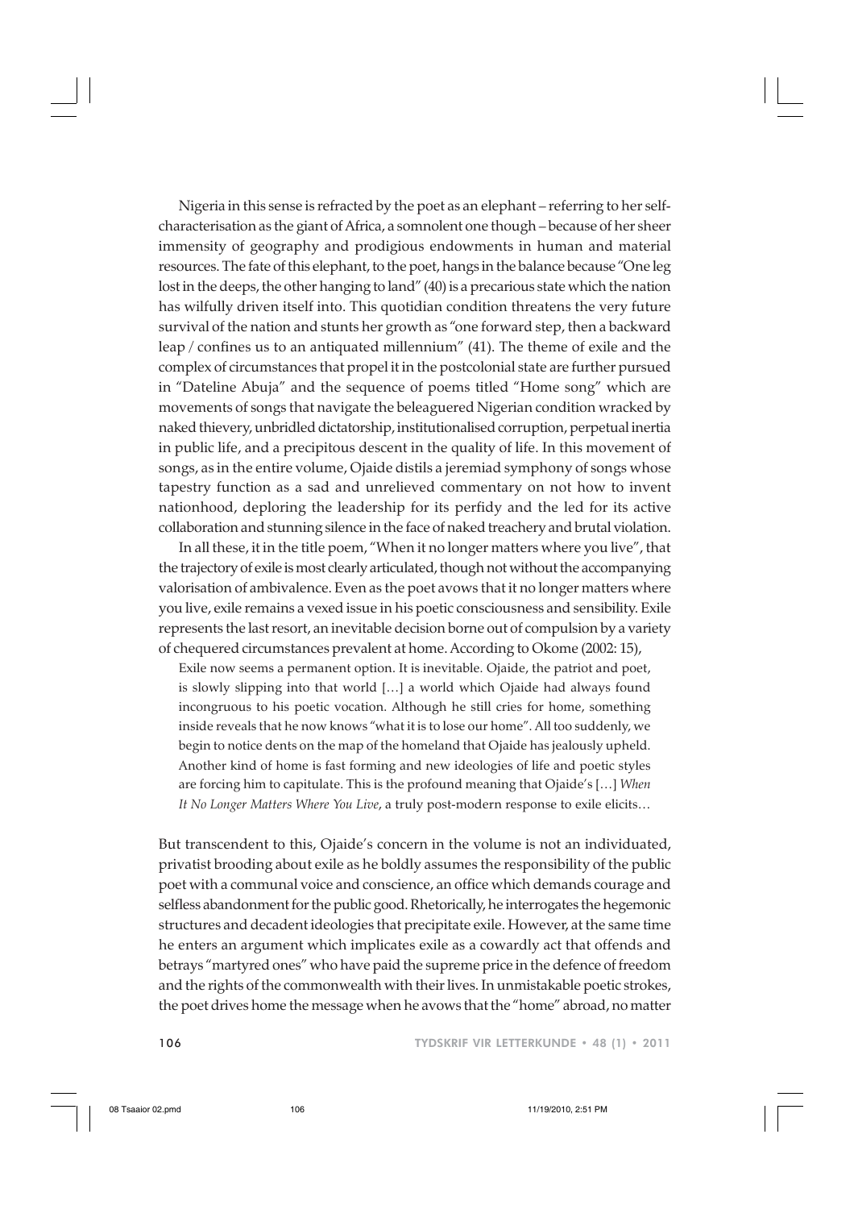Nigeria in this sense is refracted by the poet as an elephant – referring to her self-characterisation as the giant of Africa, a somnolent one though – because of her sheer immensity of geography and prodigious endowments in human and material resources. The fate of this elephant, to the poet, hangs in the balance because "One leg lost in the deeps, the other hanging to land" (40) is a precarious state which the nation has wilfully driven itself into. This quotidian condition threatens the very future survival of the nation and stunts her growth as "one forward step, then a backward leap / confines us to an antiquated millennium" (41). The theme of exile and the complex of circumstances that propel it in the postcolonial state are further pursued in "Dateline Abuja" and the sequence of poems titled "Home song" which are movements of songs that navigate the beleaguered Nigerian condition wracked by naked thievery, unbridled dictatorship, institutionalised corruption, perpetual inertia in public life, and a precipitous descent in the quality of life. In this movement of songs, as in the entire volume, Ojaide distils a jeremiad symphony of songs whose tapestry function as a sad and unrelieved commentary on not how to invent nationhood, deploring the leadership for its perfidy and the led for its active collaboration and stunning silence in the face of naked treachery and brutal violation.

In all these, it in the title poem, "When it no longer matters where you live", that the trajectory of exile is most clearly articulated, though not without the accompanying valorisation of ambivalence. Even as the poet avows that it no longer matters where you live, exile remains a vexed issue in his poetic consciousness and sensibility. Exile represents the last resort, an inevitable decision borne out of compulsion by a variety of chequered circumstances prevalent at home. According to Okome (2002: 15),

> Exile now seems a permanent option. It is inevitable. Ojaide, the patriot and poet, is slowly slipping into that world […] a world which Ojaide had always found incongruous to his poetic vocation. Although he still cries for home, something inside reveals that he now knows "what it is to lose our home". All too suddenly, we begin to notice dents on the map of the homeland that Ojaide has jealously upheld. Another kind of home is fast forming and new ideologies of life and poetic styles are forcing him to capitulate. This is the profound meaning that Ojaide's […] *When It No Longer Matters Where You Live*, a truly post-modern response to exile elicits…

But transcendent to this, Ojaide's concern in the volume is not an individuated, privatist brooding about exile as he boldly assumes the responsibility of the public poet with a communal voice and conscience, an office which demands courage and selfless abandonment for the public good. Rhetorically, he interrogates the hegemonic structures and decadent ideologies that precipitate exile. However, at the same time he enters an argument which implicates exile as a cowardly act that offends and betrays "martyred ones" who have paid the supreme price in the defence of freedom and the rights of the commonwealth with their lives. In unmistakable poetic strokes, the poet drives home the message when he avows that the "home" abroad, no matter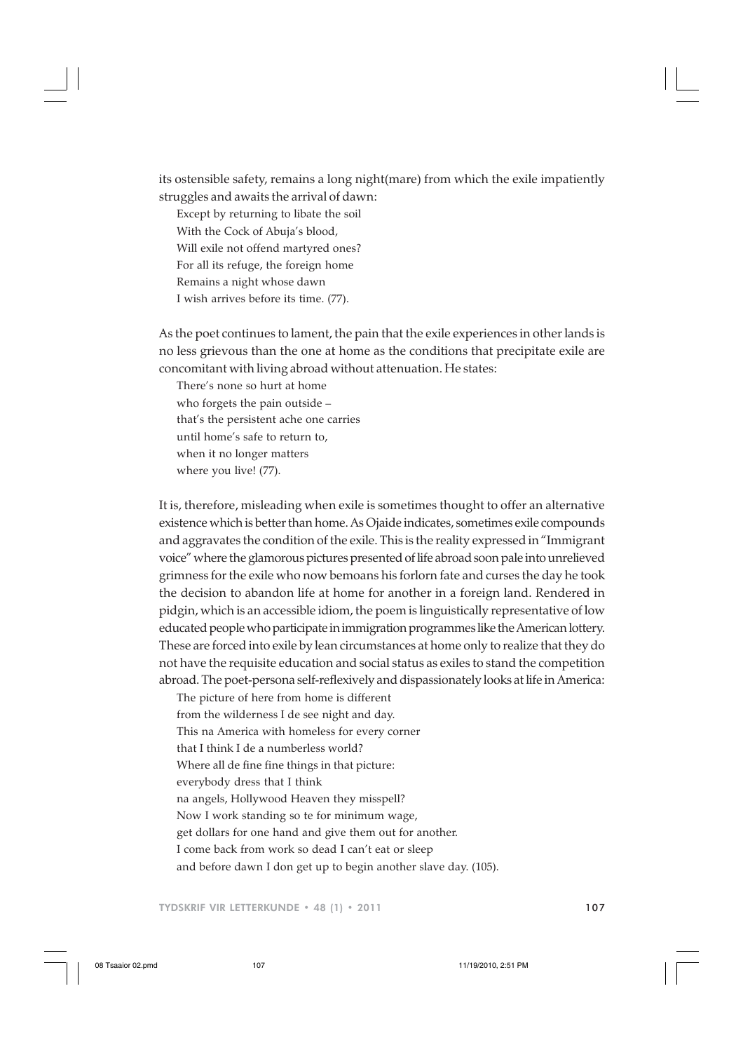its ostensible safety, remains a long night(mare) from which the exile impatiently struggles and awaits the arrival of dawn:

> Except by returning to libate the soil
> With the Cock of Abuja's blood,
> Will exile not offend martyred ones?
> For all its refuge, the foreign home
> Remains a night whose dawn
> I wish arrives before its time. (77).

As the poet continues to lament, the pain that the exile experiences in other lands is no less grievous than the one at home as the conditions that precipitate exile are concomitant with living abroad without attenuation. He states:

> There's none so hurt at home
> who forgets the pain outside –
> that's the persistent ache one carries
> until home's safe to return to,
> when it no longer matters
> where you live! (77).

It is, therefore, misleading when exile is sometimes thought to offer an alternative existence which is better than home. As Ojaide indicates, sometimes exile compounds and aggravates the condition of the exile. This is the reality expressed in "Immigrant voice" where the glamorous pictures presented of life abroad soon pale into unrelieved grimness for the exile who now bemoans his forlorn fate and curses the day he took the decision to abandon life at home for another in a foreign land. Rendered in pidgin, which is an accessible idiom, the poem is linguistically representative of low educated people who participate in immigration programmes like the American lottery. These are forced into exile by lean circumstances at home only to realize that they do not have the requisite education and social status as exiles to stand the competition abroad. The poet-persona self-reflexively and dispassionately looks at life in America:

> The picture of here from home is different
> from the wilderness I de see night and day.
> This na America with homeless for every corner
> that I think I de a numberless world?
> Where all de fine fine things in that picture:
> everybody dress that I think
> na angels, Hollywood Heaven they misspell?
> Now I work standing so te for minimum wage,
> get dollars for one hand and give them out for another.
> I come back from work so dead I can't eat or sleep
> and before dawn I don get up to begin another slave day. (105).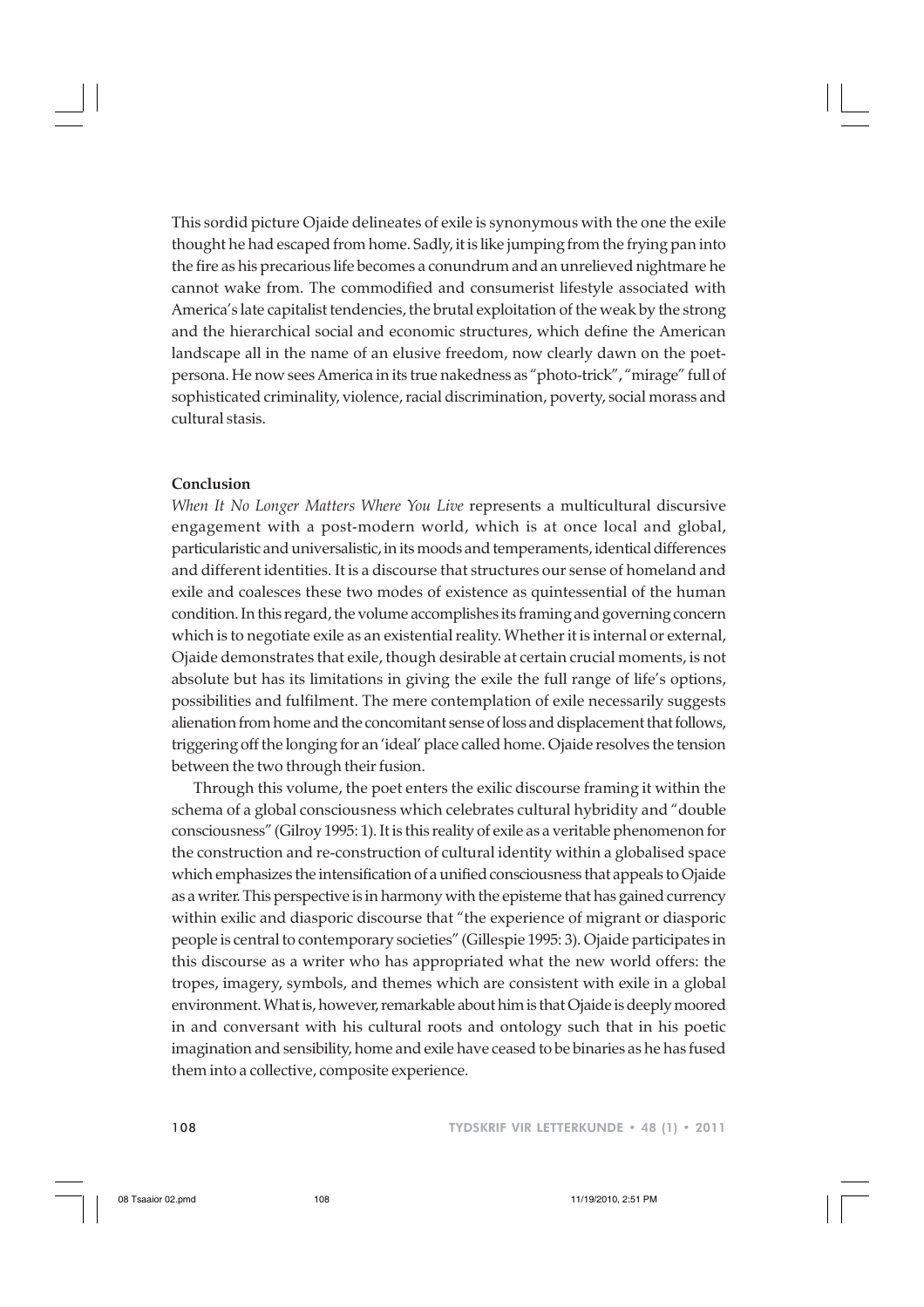This sordid picture Ojaide delineates of exile is synonymous with the one the exile thought he had escaped from home. Sadly, it is like jumping from the frying pan into the fire as his precarious life becomes a conundrum and an unrelieved nightmare he cannot wake from. The commodified and consumerist lifestyle associated with America's late capitalist tendencies, the brutal exploitation of the weak by the strong and the hierarchical social and economic structures, which define the American landscape all in the name of an elusive freedom, now clearly dawn on the poet-persona. He now sees America in its true nakedness as "photo-trick", "mirage" full of sophisticated criminality, violence, racial discrimination, poverty, social morass and cultural stasis.

**Conclusion**

*When It No Longer Matters Where You Live* represents a multicultural discursive engagement with a post-modern world, which is at once local and global, particularistic and universalistic, in its moods and temperaments, identical differences and different identities. It is a discourse that structures our sense of homeland and exile and coalesces these two modes of existence as quintessential of the human condition. In this regard, the volume accomplishes its framing and governing concern which is to negotiate exile as an existential reality. Whether it is internal or external, Ojaide demonstrates that exile, though desirable at certain crucial moments, is not absolute but has its limitations in giving the exile the full range of life's options, possibilities and fulfilment. The mere contemplation of exile necessarily suggests alienation from home and the concomitant sense of loss and displacement that follows, triggering off the longing for an 'ideal' place called home. Ojaide resolves the tension between the two through their fusion.

Through this volume, the poet enters the exilic discourse framing it within the schema of a global consciousness which celebrates cultural hybridity and "double consciousness" (Gilroy 1995: 1). It is this reality of exile as a veritable phenomenon for the construction and re-construction of cultural identity within a globalised space which emphasizes the intensification of a unified consciousness that appeals to Ojaide as a writer. This perspective is in harmony with the episteme that has gained currency within exilic and diasporic discourse that "the experience of migrant or diasporic people is central to contemporary societies" (Gillespie 1995: 3). Ojaide participates in this discourse as a writer who has appropriated what the new world offers: the tropes, imagery, symbols, and themes which are consistent with exile in a global environment. What is, however, remarkable about him is that Ojaide is deeply moored in and conversant with his cultural roots and ontology such that in his poetic imagination and sensibility, home and exile have ceased to be binaries as he has fused them into a collective, composite experience.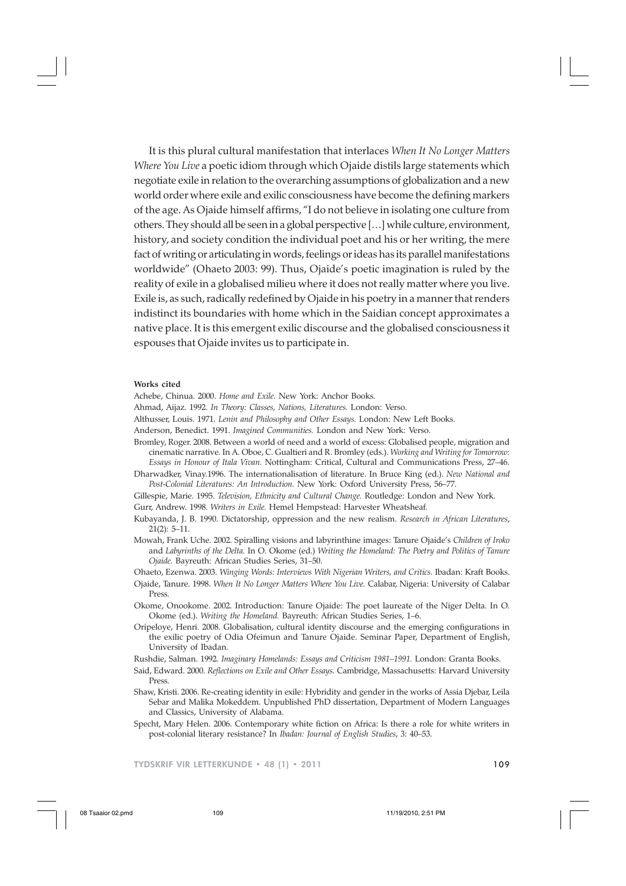It is this plural cultural manifestation that interlaces *When It No Longer Matters Where You Live* a poetic idiom through which Ojaide distils large statements which negotiate exile in relation to the overarching assumptions of globalization and a new world order where exile and exilic consciousness have become the defining markers of the age. As Ojaide himself affirms, "I do not believe in isolating one culture from others. They should all be seen in a global perspective […] while culture, environment, history, and society condition the individual poet and his or her writing, the mere fact of writing or articulating in words, feelings or ideas has its parallel manifestations worldwide" (Ohaeto 2003: 99). Thus, Ojaide's poetic imagination is ruled by the reality of exile in a globalised milieu where it does not really matter where you live. Exile is, as such, radically redefined by Ojaide in his poetry in a manner that renders indistinct its boundaries with home which in the Saidian concept approximates a native place. It is this emergent exilic discourse and the globalised consciousness it espouses that Ojaide invites us to participate in.

**Works cited**

Achebe, Chinua. 2000. *Home and Exile.* New York: Anchor Books.

Ahmad, Aijaz. 1992. *In Theory: Classes, Nations, Literatures.* London: Verso.

Althusser, Louis. 1971. *Lenin and Philosophy and Other Essays.* London: New Left Books.

Anderson, Benedict. 1991. *Imagined Communities.* London and New York: Verso.

Bromley, Roger. 2008. Between a world of need and a world of excess: Globalised people, migration and cinematic narrative. In A. Oboe, C. Gualtieri and R. Bromley (eds.). *Working and Writing for Tomorrow: Essays in Honour of Itala Vivan.* Nottingham: Critical, Cultural and Communications Press, 27–46.

Dharwadker, Vinay.1996. The internationalisation of literature. In Bruce King (ed.). *New National and Post-Colonial Literatures: An Introduction.* New York: Oxford University Press, 56–77.

Gillespie, Marie. 1995. *Television, Ethnicity and Cultural Change.* Routledge: London and New York.

Gurr, Andrew. 1998. *Writers in Exile.* Hemel Hempstead: Harvester Wheatsheaf.

Kubayanda, J. B. 1990. Dictatorship, oppression and the new realism. *Research in African Literatures*, 21(2): 5–11.

Mowah, Frank Uche. 2002. Spiralling visions and labyrinthine images: Tanure Ojaide's *Children of Iroko* and *Labyrinths of the Delta.* In O. Okome (ed.) *Writing the Homeland: The Poetry and Politics of Tanure Ojaide.* Bayreuth: African Studies Series, 31–50.

Ohaeto, Ezenwa. 2003. *Winging Words: Interviews With Nigerian Writers, and Critics.* Ibadan: Kraft Books.

Ojaide, Tanure. 1998. *When It No Longer Matters Where You Live.* Calabar, Nigeria: University of Calabar Press.

Okome, Onookome. 2002. Introduction: Tanure Ojaide: The poet laureate of the Niger Delta. In O. Okome (ed.). *Writing the Homeland.* Bayreuth: African Studies Series, 1–6.

Oripeloye, Henri. 2008. Globalisation, cultural identity discourse and the emerging configurations in the exilic poetry of Odia Ofeimun and Tanure Ojaide. Seminar Paper, Department of English, University of Ibadan.

Rushdie, Salman. 1992. *Imaginary Homelands: Essays and Criticism 1981–1991.* London: Granta Books.

Said, Edward. 2000. *Reflections on Exile and Other Essays.* Cambridge, Massachusetts: Harvard University Press.

Shaw, Kristi. 2006. Re-creating identity in exile: Hybridity and gender in the works of Assia Djebar, Leila Sebar and Malika Mokeddem. Unpublished PhD dissertation, Department of Modern Languages and Classics, University of Alabama.

Specht, Mary Helen. 2006. Contemporary white fiction on Africa: Is there a role for white writers in post-colonial literary resistance? In *Ibadan: Journal of English Studies*, 3: 40–53.